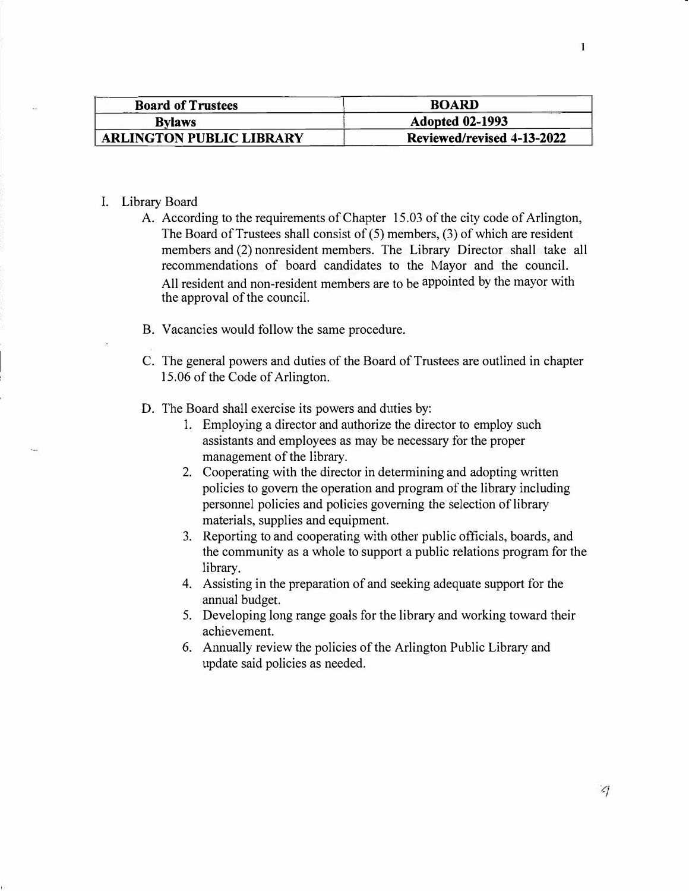| Board of Trustees | BOARD |
| --- | --- |
| Bylaws | Adopted 02-1993 |
| ARLINGTON PUBLIC LIBRARY | Reviewed/revised 4-13-2022 |

I. Library Board

A. According to the requirements of Chapter 15.03 of the city code of Arlington, The Board of Trustees shall consist of (5) members, (3) of which are resident members and (2) nonresident members. The Library Director shall take all recommendations of board candidates to the Mayor and the council. All resident and non-resident members are to be appointed by the mayor with the approval of the council.

B. Vacancies would follow the same procedure.

C. The general powers and duties of the Board of Trustees are outlined in chapter 15.06 of the Code of Arlington.

D. The Board shall exercise its powers and duties by:

1. Employing a director and authorize the director to employ such assistants and employees as may be necessary for the proper management of the library.
2. Cooperating with the director in determining and adopting written policies to govern the operation and program of the library including personnel policies and policies governing the selection of library materials, supplies and equipment.
3. Reporting to and cooperating with other public officials, boards, and the community as a whole to support a public relations program for the library.
4. Assisting in the preparation of and seeking adequate support for the annual budget.
5. Developing long range goals for the library and working toward their achievement.
6. Annually review the policies of the Arlington Public Library and update said policies as needed.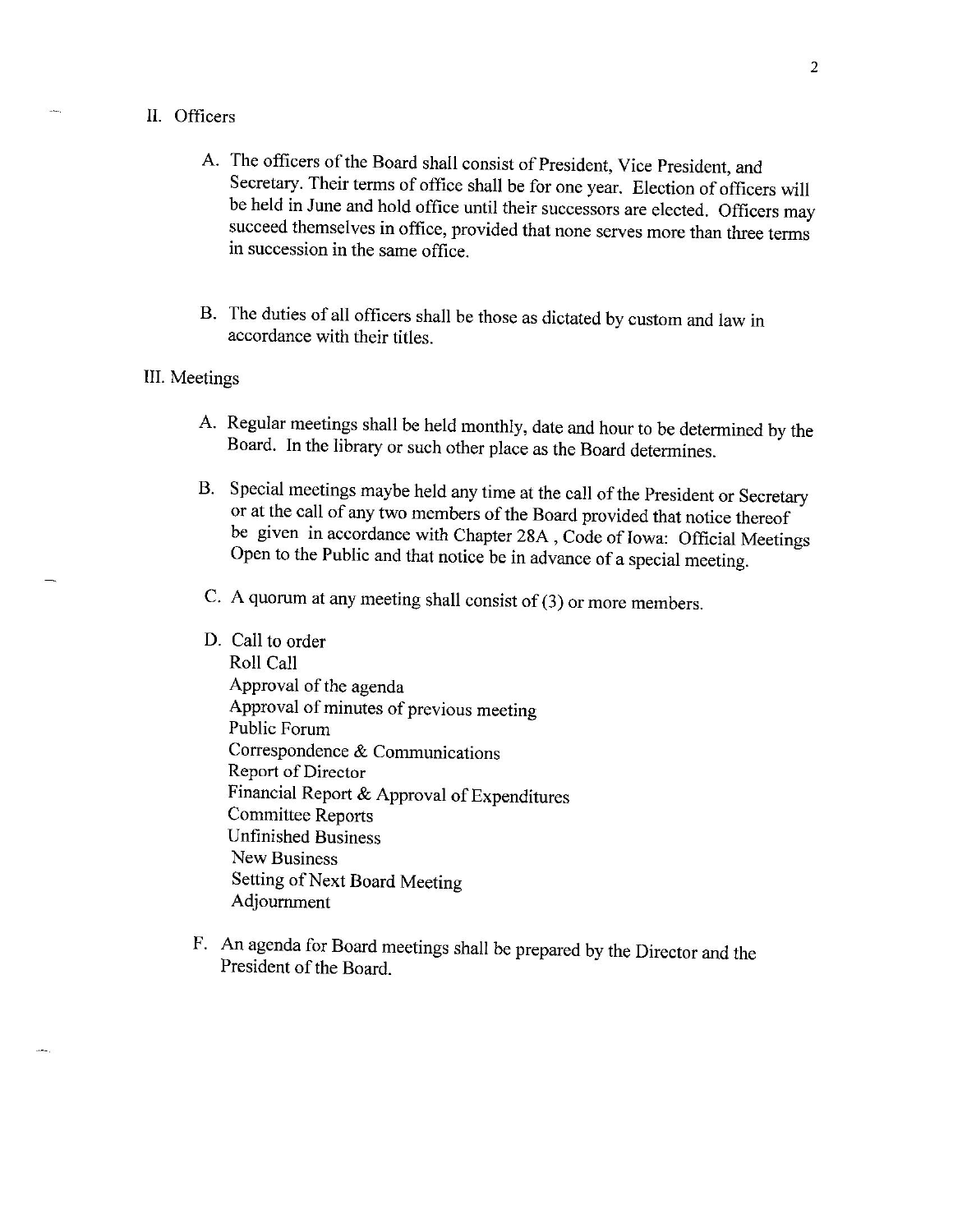## II. Officers

A. The officers of the Board shall consist of President, Vice President, and Secretary. Their terms of office shall be for one year. Election of officers will be held in June and hold office until their successors are elected. Officers may succeed themselves in office, provided that none serves more than three terms in succession in the same office.

B. The duties of all officers shall be those as dictated by custom and law in accordance with their titles.

## III. Meetings

A. Regular meetings shall be held monthly, date and hour to be determined by the Board. In the library or such other place as the Board determines.

B. Special meetings maybe held any time at the call of the President or Secretary or at the call of any two members of the Board provided that notice thereof be given in accordance with Chapter 28A , Code of Iowa: Official Meetings Open to the Public and that notice be in advance of a special meeting.

C. A quorum at any meeting shall consist of (3) or more members.

D. Call to order
Roll Call
Approval of the agenda
Approval of minutes of previous meeting
Public Forum
Correspondence & Communications
Report of Director
Financial Report & Approval of Expenditures
Committee Reports
Unfinished Business
New Business
Setting of Next Board Meeting
Adjournment

F. An agenda for Board meetings shall be prepared by the Director and the President of the Board.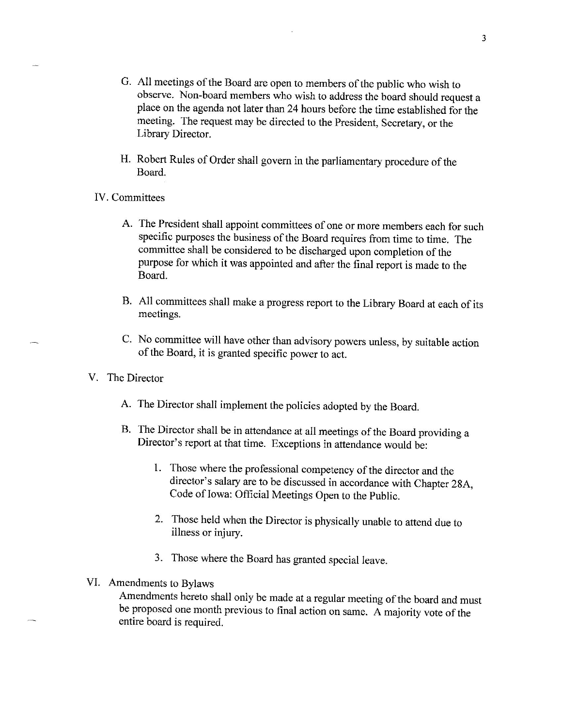G. All meetings of the Board are open to members of the public who wish to observe. Non-board members who wish to address the board should request a place on the agenda not later than 24 hours before the time established for the meeting. The request may be directed to the President, Secretary, or the Library Director.

H. Robert Rules of Order shall govern in the parliamentary procedure of the Board.

IV. Committees

A. The President shall appoint committees of one or more members each for such specific purposes the business of the Board requires from time to time. The committee shall be considered to be discharged upon completion of the purpose for which it was appointed and after the final report is made to the Board.

B. All committees shall make a progress report to the Library Board at each of its meetings.

C. No committee will have other than advisory powers unless, by suitable action of the Board, it is granted specific power to act.

V. The Director

A. The Director shall implement the policies adopted by the Board.

B. The Director shall be in attendance at all meetings of the Board providing a Director's report at that time. Exceptions in attendance would be:

1. Those where the professional competency of the director and the director's salary are to be discussed in accordance with Chapter 28A, Code of Iowa: Official Meetings Open to the Public.
2. Those held when the Director is physically unable to attend due to illness or injury.
3. Those where the Board has granted special leave.

VI. Amendments to Bylaws

Amendments hereto shall only be made at a regular meeting of the board and must be proposed one month previous to final action on same. A majority vote of the entire board is required.